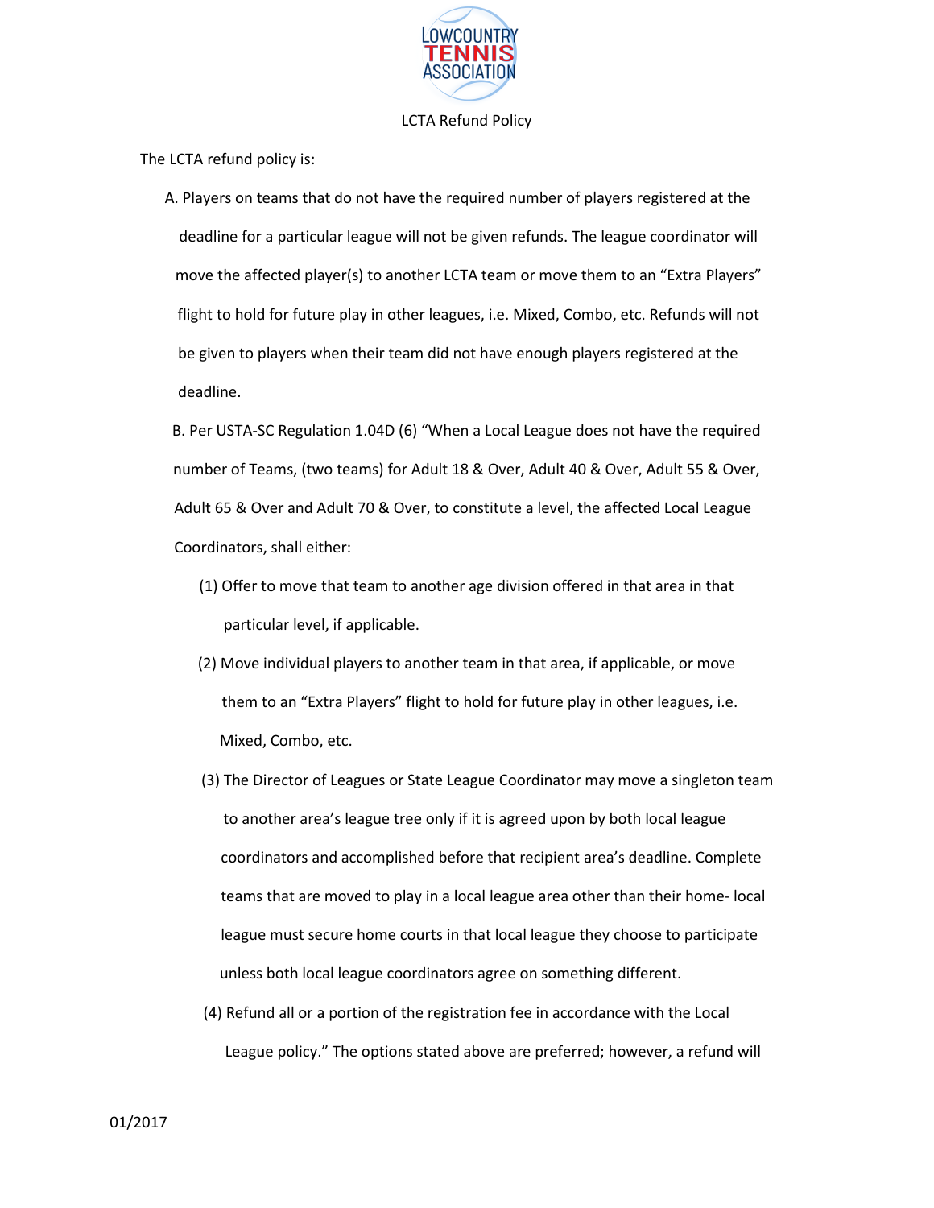LCTA Refund Policy

The LCTA refund policy is:

A. Players on teams that do not have the required number of players registered at the deadline for a particular league will not be given refunds. The league coordinator will move the affected player(s) to another LCTA team or move them to an "Extra Players" flight to hold for future play in other leagues, i.e. Mixed, Combo, etc. Refunds will not be given to players when their team did not have enough players registered at the deadline.

B. Per USTA-SC Regulation 1.04D (6) "When a Local League does not have the required number of Teams, (two teams) for Adult 18 & Over, Adult 40 & Over, Adult 55 & Over, Adult 65 & Over and Adult 70 & Over, to constitute a level, the affected Local League Coordinators, shall either:

(1) Offer to move that team to another age division offered in that area in that particular level, if applicable.

(2) Move individual players to another team in that area, if applicable, or move them to an "Extra Players" flight to hold for future play in other leagues, i.e. Mixed, Combo, etc.

(3) The Director of Leagues or State League Coordinator may move a singleton team to another area's league tree only if it is agreed upon by both local league coordinators and accomplished before that recipient area's deadline. Complete teams that are moved to play in a local league area other than their home- local league must secure home courts in that local league they choose to participate unless both local league coordinators agree on something different.

(4) Refund all or a portion of the registration fee in accordance with the Local League policy." The options stated above are preferred; however, a refund will

01/2017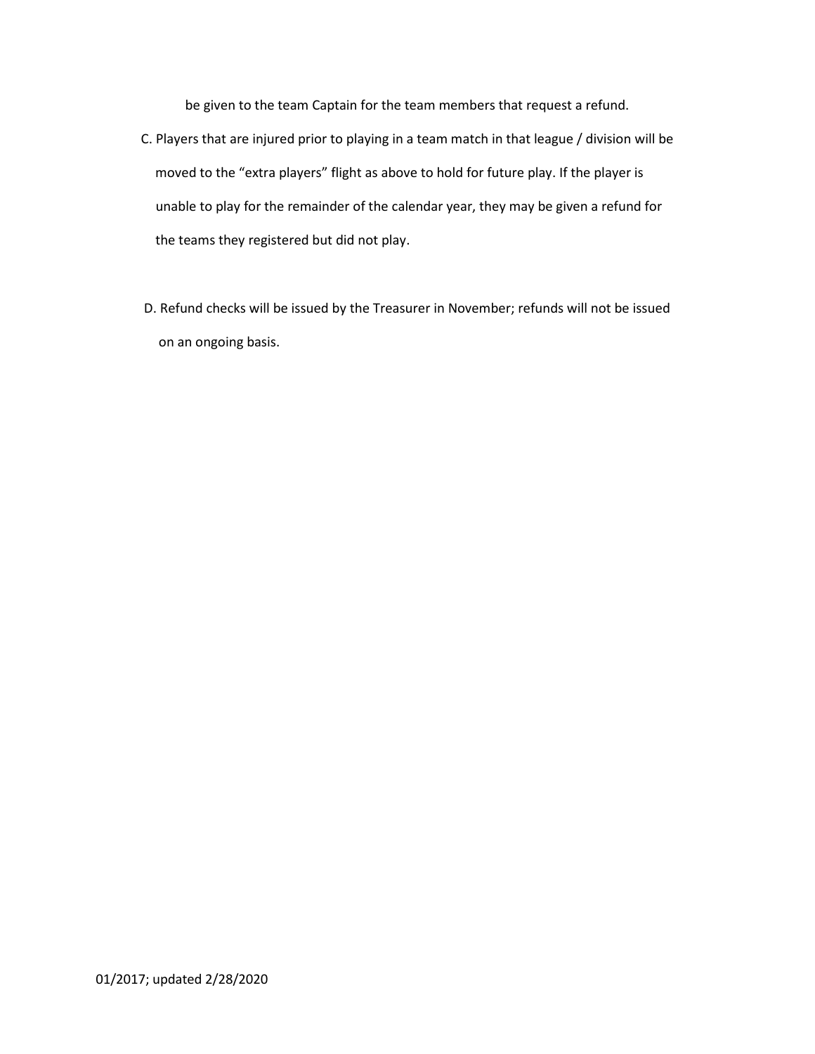be given to the team Captain for the team members that request a refund.

C. Players that are injured prior to playing in a team match in that league / division will be moved to the "extra players" flight as above to hold for future play. If the player is unable to play for the remainder of the calendar year, they may be given a refund for the teams they registered but did not play.

D. Refund checks will be issued by the Treasurer in November; refunds will not be issued on an ongoing basis.

01/2017; updated 2/28/2020